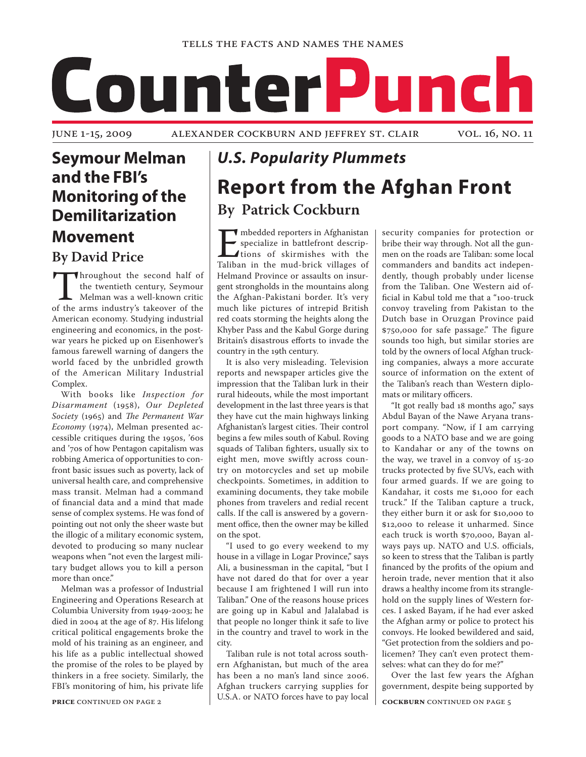TELLS THE FACTS AND NAMES THE NAMES

# CounterPunch

JUNE 1-15, 2009 — ALEXANDER COCKBURN AND JEFFREY ST. CLAIR — VOL. 16, NO. 11

## Seymour Melman and the FBI's Monitoring of the Demilitarization Movement

### By David Price

Throughout the second half of the twentieth century, Seymour Melman was a well-known critic of the arms industry's takeover of the American economy. Studying industrial engineering and economics, in the post-war years he picked up on Eisenhower's famous farewell warning of dangers the world faced by the unbridled growth of the American Military Industrial Complex.

With books like *Inspection for Disarmament* (1958), *Our Depleted Society* (1965) and *The Permanent War Economy* (1974), Melman presented accessible critiques during the 1950s, '60s and '70s of how Pentagon capitalism was robbing America of opportunities to confront basic issues such as poverty, lack of universal health care, and comprehensive mass transit. Melman had a command of financial data and a mind that made sense of complex systems. He was fond of pointing out not only the sheer waste but the illogic of a military economic system, devoted to producing so many nuclear weapons when "not even the largest military budget allows you to kill a person more than once."

Melman was a professor of Industrial Engineering and Operations Research at Columbia University from 1949-2003; he died in 2004 at the age of 87. His lifelong critical political engagements broke the mold of his training as an engineer, and his life as a public intellectual showed the promise of the roles to be played by thinkers in a free society. Similarly, the FBI's monitoring of him, his private life

**PRICE** CONTINUED ON PAGE 2

## *U.S. Popularity Plummets*

# Report from the Afghan Front

### By Patrick Cockburn

Embedded reporters in Afghanistan specialize in battlefront descriptions of skirmishes with the Taliban in the mud-brick villages of Helmand Province or assaults on insurgent strongholds in the mountains along the Afghan-Pakistani border. It's very much like pictures of intrepid British red coats storming the heights along the Khyber Pass and the Kabul Gorge during Britain's disastrous efforts to invade the country in the 19th century.

It is also very misleading. Television reports and newspaper articles give the impression that the Taliban lurk in their rural hideouts, while the most important development in the last three years is that they have cut the main highways linking Afghanistan's largest cities. Their control begins a few miles south of Kabul. Roving squads of Taliban fighters, usually six to eight men, move swiftly across country on motorcycles and set up mobile checkpoints. Sometimes, in addition to examining documents, they take mobile phones from travelers and redial recent calls. If the call is answered by a government office, then the owner may be killed on the spot.

"I used to go every weekend to my house in a village in Logar Province," says Ali, a businessman in the capital, "but I have not dared do that for over a year because I am frightened I will run into Taliban." One of the reasons house prices are going up in Kabul and Jalalabad is that people no longer think it safe to live in the country and travel to work in the city.

Taliban rule is not total across southern Afghanistan, but much of the area has been a no man's land since 2006. Afghan truckers carrying supplies for U.S.A. or NATO forces have to pay local security companies for protection or bribe their way through. Not all the gunmen on the roads are Taliban: some local commanders and bandits act independently, though probably under license from the Taliban. One Western aid official in Kabul told me that a "100-truck convoy traveling from Pakistan to the Dutch base in Oruzgan Province paid $750,000 for safe passage." The figure sounds too high, but similar stories are told by the owners of local Afghan trucking companies, always a more accurate source of information on the extent of the Taliban's reach than Western diplomats or military officers.

"It got really bad 18 months ago," says Abdul Bayan of the Nawe Aryana transport company. "Now, if I am carrying goods to a NATO base and we are going to Kandahar or any of the towns on the way, we travel in a convoy of 15-20 trucks protected by five SUVs, each with four armed guards. If we are going to Kandahar, it costs me $1,000 for each truck." If the Taliban capture a truck, they either burn it or ask for $10,000 to $12,000 to release it unharmed. Since each truck is worth $70,000, Bayan always pays up. NATO and U.S. officials, so keen to stress that the Taliban is partly financed by the profits of the opium and heroin trade, never mention that it also draws a healthy income from its stranglehold on the supply lines of Western forces. I asked Bayam, if he had ever asked the Afghan army or police to protect his convoys. He looked bewildered and said, "Get protection from the soldiers and policemen? They can't even protect themselves: what can they do for me?"

Over the last few years the Afghan government, despite being supported by

**COCKBURN** CONTINUED ON PAGE 5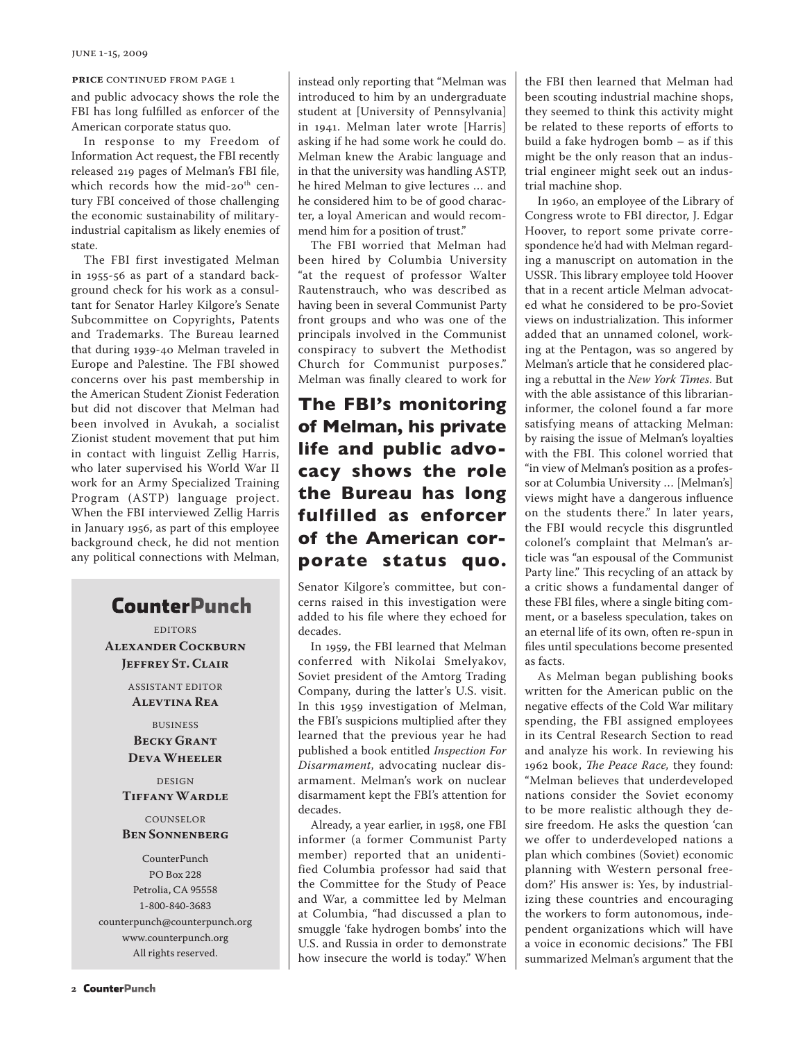**PRICE** CONTINUED FROM PAGE 1

and public advocacy shows the role the FBI has long fulfilled as enforcer of the American corporate status quo.

In response to my Freedom of Information Act request, the FBI recently released 219 pages of Melman's FBI file, which records how the mid-20th century FBI conceived of those challenging the economic sustainability of military-industrial capitalism as likely enemies of state.

The FBI first investigated Melman in 1955-56 as part of a standard background check for his work as a consultant for Senator Harley Kilgore's Senate Subcommittee on Copyrights, Patents and Trademarks. The Bureau learned that during 1939-40 Melman traveled in Europe and Palestine. The FBI showed concerns over his past membership in the American Student Zionist Federation but did not discover that Melman had been involved in Avukah, a socialist Zionist student movement that put him in contact with linguist Zellig Harris, who later supervised his World War II work for an Army Specialized Training Program (ASTP) language project. When the FBI interviewed Zellig Harris in January 1956, as part of this employee background check, he did not mention any political connections with Melman, instead only reporting that "Melman was introduced to him by an undergraduate student at [University of Pennsylvania] in 1941. Melman later wrote [Harris] asking if he had some work he could do. Melman knew the Arabic language and in that the university was handling ASTP, he hired Melman to give lectures … and he considered him to be of good character, a loyal American and would recommend him for a position of trust."

The FBI worried that Melman had been hired by Columbia University "at the request of professor Walter Rautenstrauch, who was described as having been in several Communist Party front groups and who was one of the principals involved in the Communist conspiracy to subvert the Methodist Church for Communist purposes." Melman was finally cleared to work for Senator Kilgore's committee, but concerns raised in this investigation were added to his file where they echoed for decades.

**The FBI's monitoring of Melman, his private life and public advocacy shows the role the Bureau has long fulfilled as enforcer of the American corporate status quo.**

In 1959, the FBI learned that Melman conferred with Nikolai Smelyakov, Soviet president of the Amtorg Trading Company, during the latter's U.S. visit. In this 1959 investigation of Melman, the FBI's suspicions multiplied after they learned that the previous year he had published a book entitled *Inspection For Disarmament*, advocating nuclear disarmament. Melman's work on nuclear disarmament kept the FBI's attention for decades.

Already, a year earlier, in 1958, one FBI informer (a former Communist Party member) reported that an unidentified Columbia professor had said that the Committee for the Study of Peace and War, a committee led by Melman at Columbia, "had discussed a plan to smuggle 'fake hydrogen bombs' into the U.S. and Russia in order to demonstrate how insecure the world is today." When the FBI then learned that Melman had been scouting industrial machine shops, they seemed to think this activity might be related to these reports of efforts to build a fake hydrogen bomb – as if this might be the only reason that an industrial engineer might seek out an industrial machine shop.

In 1960, an employee of the Library of Congress wrote to FBI director, J. Edgar Hoover, to report some private correspondence he'd had with Melman regarding a manuscript on automation in the USSR. This library employee told Hoover that in a recent article Melman advocated what he considered to be pro-Soviet views on industrialization. This informer added that an unnamed colonel, working at the Pentagon, was so angered by Melman's article that he considered placing a rebuttal in the *New York Times*. But with the able assistance of this librarian-informer, the colonel found a far more satisfying means of attacking Melman: by raising the issue of Melman's loyalties with the FBI. This colonel worried that "in view of Melman's position as a professor at Columbia University … [Melman's] views might have a dangerous influence on the students there." In later years, the FBI would recycle this disgruntled colonel's complaint that Melman's article was "an espousal of the Communist Party line." This recycling of an attack by a critic shows a fundamental danger of these FBI files, where a single biting comment, or a baseless speculation, takes on an eternal life of its own, often re-spun in files until speculations become presented as facts.

As Melman began publishing books written for the American public on the negative effects of the Cold War military spending, the FBI assigned employees in its Central Research Section to read and analyze his work. In reviewing his 1962 book, *The Peace Race,* they found: "Melman believes that underdeveloped nations consider the Soviet economy to be more realistic although they desire freedom. He asks the question 'can we offer to underdeveloped nations a plan which combines (Soviet) economic planning with Western personal freedom?' His answer is: Yes, by industrializing these countries and encouraging the workers to form autonomous, independent organizations which will have a voice in economic decisions." The FBI summarized Melman's argument that the

---

## CounterPunch

EDITORS
**Alexander Cockburn**
**Jeffrey St. Clair**

ASSISTANT EDITOR
**Alevtina Rea**

BUSINESS
**Becky Grant**
**Deva Wheeler**

DESIGN
**Tiffany Wardle**

COUNSELOR
**Ben Sonnenberg**

CounterPunch
PO Box 228
Petrolia, CA 95558
1-800-840-3683
counterpunch@counterpunch.org
www.counterpunch.org
All rights reserved.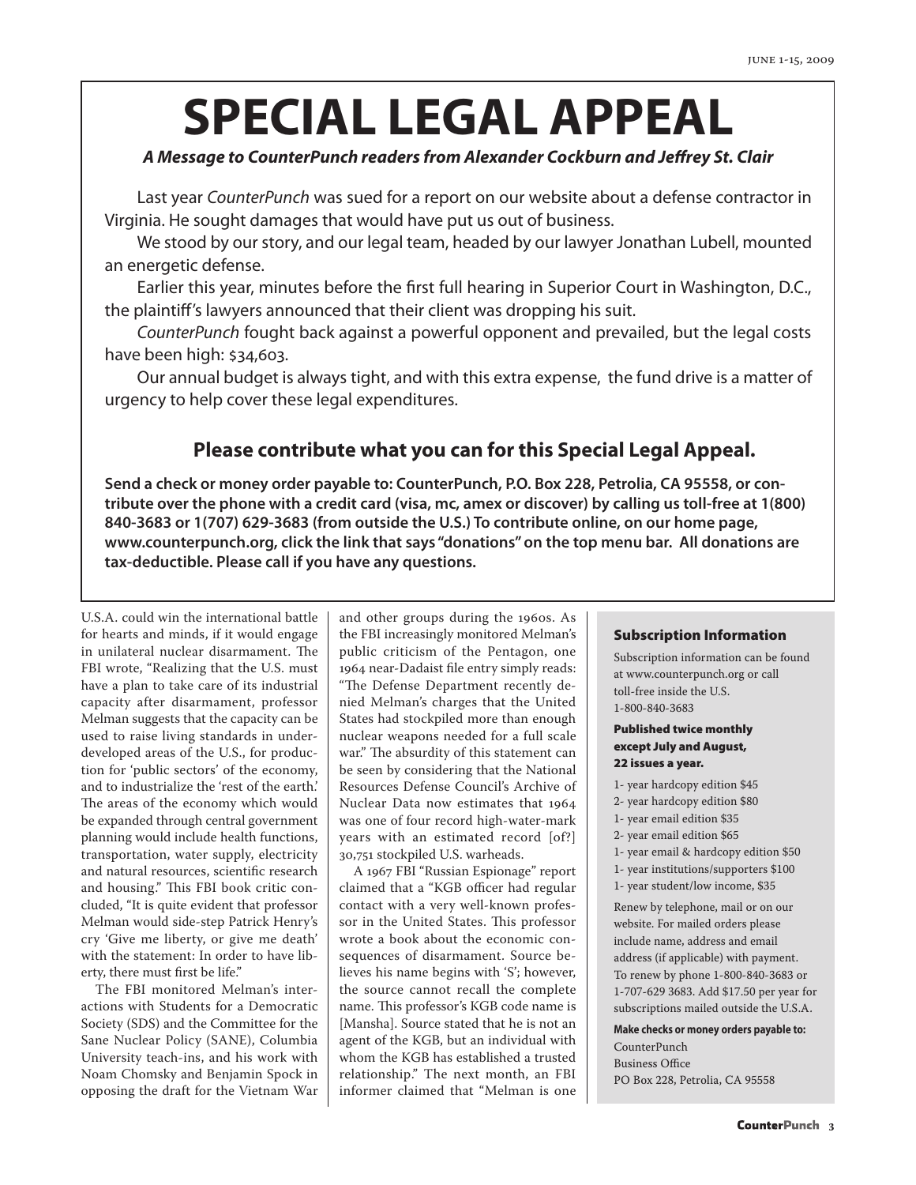# SPECIAL LEGAL APPEAL

***A Message to CounterPunch readers from Alexander Cockburn and Jeffrey St. Clair***

Last year *CounterPunch* was sued for a report on our website about a defense contractor in Virginia. He sought damages that would have put us out of business.

We stood by our story, and our legal team, headed by our lawyer Jonathan Lubell, mounted an energetic defense.

Earlier this year, minutes before the first full hearing in Superior Court in Washington, D.C., the plaintiff's lawyers announced that their client was dropping his suit.

*CounterPunch* fought back against a powerful opponent and prevailed, but the legal costs have been high: $34,603.

Our annual budget is always tight, and with this extra expense, the fund drive is a matter of urgency to help cover these legal expenditures.

## Please contribute what you can for this Special Legal Appeal.

**Send a check or money order payable to: CounterPunch, P.O. Box 228, Petrolia, CA 95558, or contribute over the phone with a credit card (visa, mc, amex or discover) by calling us toll-free at 1(800) 840-3683 or 1(707) 629-3683 (from outside the U.S.) To contribute online, on our home page, www.counterpunch.org, click the link that says "donations" on the top menu bar. All donations are tax-deductible. Please call if you have any questions.**

U.S.A. could win the international battle for hearts and minds, if it would engage in unilateral nuclear disarmament. The FBI wrote, "Realizing that the U.S. must have a plan to take care of its industrial capacity after disarmament, professor Melman suggests that the capacity can be used to raise living standards in underdeveloped areas of the U.S., for production for 'public sectors' of the economy, and to industrialize the 'rest of the earth.' The areas of the economy which would be expanded through central government planning would include health functions, transportation, water supply, electricity and natural resources, scientific research and housing." This FBI book critic concluded, "It is quite evident that professor Melman would side-step Patrick Henry's cry 'Give me liberty, or give me death' with the statement: In order to have liberty, there must first be life."

The FBI monitored Melman's interactions with Students for a Democratic Society (SDS) and the Committee for the Sane Nuclear Policy (SANE), Columbia University teach-ins, and his work with Noam Chomsky and Benjamin Spock in opposing the draft for the Vietnam War and other groups during the 1960s. As the FBI increasingly monitored Melman's public criticism of the Pentagon, one 1964 near-Dadaist file entry simply reads: "The Defense Department recently denied Melman's charges that the United States had stockpiled more than enough nuclear weapons needed for a full scale war." The absurdity of this statement can be seen by considering that the National Resources Defense Council's Archive of Nuclear Data now estimates that 1964 was one of four record high-water-mark years with an estimated record [of?] 30,751 stockpiled U.S. warheads.

A 1967 FBI "Russian Espionage" report claimed that a "KGB officer had regular contact with a very well-known professor in the United States. This professor wrote a book about the economic consequences of disarmament. Source believes his name begins with 'S'; however, the source cannot recall the complete name. This professor's KGB code name is [Mansha]. Source stated that he is not an agent of the KGB, but an individual with whom the KGB has established a trusted relationship." The next month, an FBI informer claimed that "Melman is one

### Subscription Information

Subscription information can be found at www.counterpunch.org or call toll-free inside the U.S. 1-800-840-3683

**Published twice monthly except July and August, 22 issues a year.**

- 1- year hardcopy edition $45
- 2- year hardcopy edition $80
- 1- year email edition $35
- 2- year email edition $65
- 1- year email & hardcopy edition $50
- 1- year institutions/supporters $100
- 1- year student/low income, $35

Renew by telephone, mail or on our website. For mailed orders please include name, address and email address (if applicable) with payment. To renew by phone 1-800-840-3683 or 1-707-629 3683. Add $17.50 per year for subscriptions mailed outside the U.S.A.

**Make checks or money orders payable to:**

CounterPunch
Business Office
PO Box 228, Petrolia, CA 95558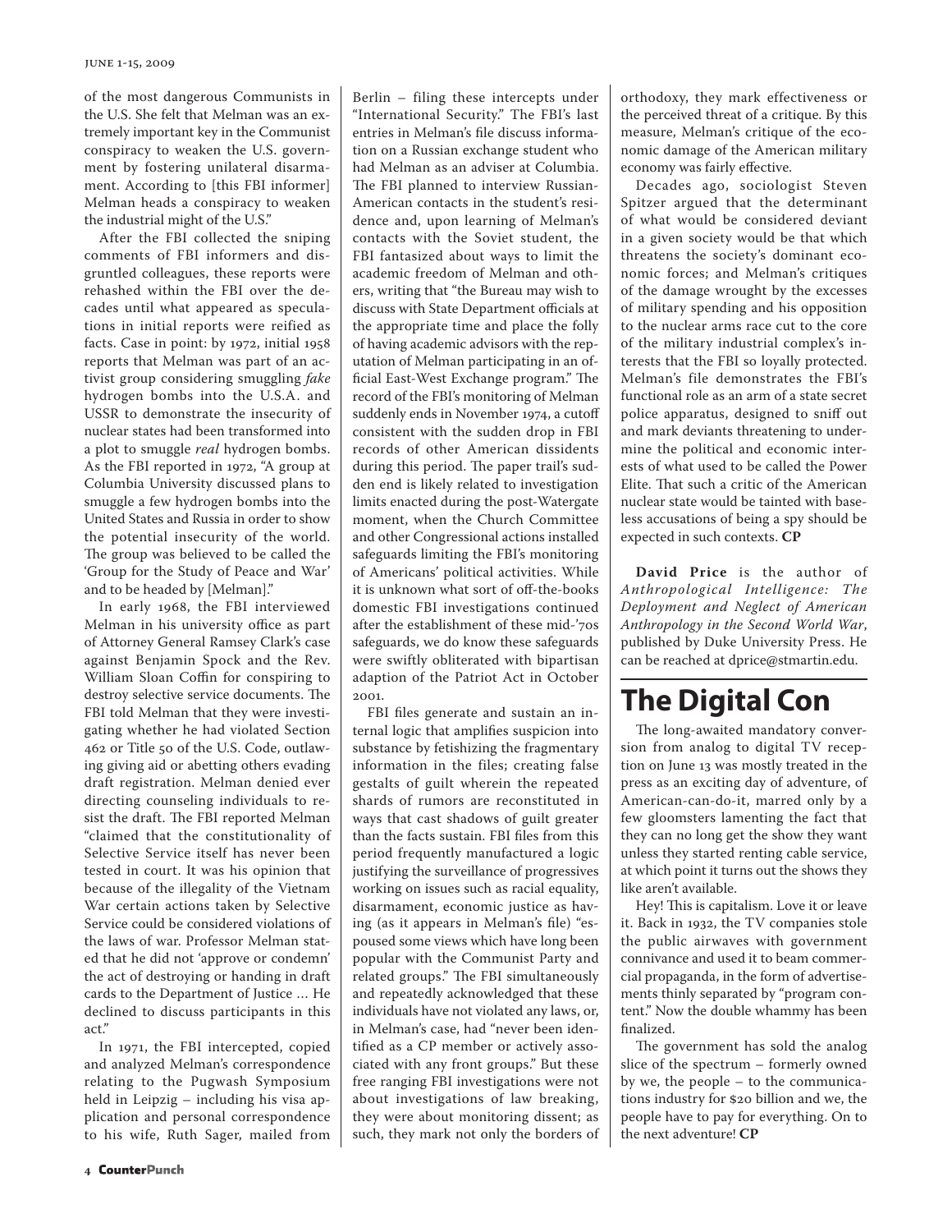of the most dangerous Communists in the U.S. She felt that Melman was an extremely important key in the Communist conspiracy to weaken the U.S. government by fostering unilateral disarmament. According to [this FBI informer] Melman heads a conspiracy to weaken the industrial might of the U.S."

After the FBI collected the sniping comments of FBI informers and disgruntled colleagues, these reports were rehashed within the FBI over the decades until what appeared as speculations in initial reports were reified as facts. Case in point: by 1972, initial 1958 reports that Melman was part of an activist group considering smuggling *fake* hydrogen bombs into the U.S.A. and USSR to demonstrate the insecurity of nuclear states had been transformed into a plot to smuggle *real* hydrogen bombs. As the FBI reported in 1972, "A group at Columbia University discussed plans to smuggle a few hydrogen bombs into the United States and Russia in order to show the potential insecurity of the world. The group was believed to be called the 'Group for the Study of Peace and War' and to be headed by [Melman]."

In early 1968, the FBI interviewed Melman in his university office as part of Attorney General Ramsey Clark's case against Benjamin Spock and the Rev. William Sloan Coffin for conspiring to destroy selective service documents. The FBI told Melman that they were investigating whether he had violated Section 462 or Title 50 of the U.S. Code, outlawing giving aid or abetting others evading draft registration. Melman denied ever directing counseling individuals to resist the draft. The FBI reported Melman "claimed that the constitutionality of Selective Service itself has never been tested in court. It was his opinion that because of the illegality of the Vietnam War certain actions taken by Selective Service could be considered violations of the laws of war. Professor Melman stated that he did not 'approve or condemn' the act of destroying or handing in draft cards to the Department of Justice ... He declined to discuss participants in this act."

In 1971, the FBI intercepted, copied and analyzed Melman's correspondence relating to the Pugwash Symposium held in Leipzig – including his visa application and personal correspondence to his wife, Ruth Sager, mailed from Berlin – filing these intercepts under "International Security." The FBI's last entries in Melman's file discuss information on a Russian exchange student who had Melman as an adviser at Columbia. The FBI planned to interview Russian-American contacts in the student's residence and, upon learning of Melman's contacts with the Soviet student, the FBI fantasized about ways to limit the academic freedom of Melman and others, writing that "the Bureau may wish to discuss with State Department officials at the appropriate time and place the folly of having academic advisors with the reputation of Melman participating in an official East-West Exchange program." The record of the FBI's monitoring of Melman suddenly ends in November 1974, a cutoff consistent with the sudden drop in FBI records of other American dissidents during this period. The paper trail's sudden end is likely related to investigation limits enacted during the post-Watergate moment, when the Church Committee and other Congressional actions installed safeguards limiting the FBI's monitoring of Americans' political activities. While it is unknown what sort of off-the-books domestic FBI investigations continued after the establishment of these mid-'70s safeguards, we do know these safeguards were swiftly obliterated with bipartisan adaption of the Patriot Act in October 2001.

FBI files generate and sustain an internal logic that amplifies suspicion into substance by fetishizing the fragmentary information in the files; creating false gestalts of guilt wherein the repeated shards of rumors are reconstituted in ways that cast shadows of guilt greater than the facts sustain. FBI files from this period frequently manufactured a logic justifying the surveillance of progressives working on issues such as racial equality, disarmament, economic justice as having (as it appears in Melman's file) "espoused some views which have long been popular with the Communist Party and related groups." The FBI simultaneously and repeatedly acknowledged that these individuals have not violated any laws, or, in Melman's case, had "never been identified as a CP member or actively associated with any front groups." But these free ranging FBI investigations were not about investigations of law breaking, they were about monitoring dissent; as such, they mark not only the borders of orthodoxy, they mark effectiveness or the perceived threat of a critique. By this measure, Melman's critique of the economic damage of the American military economy was fairly effective.

Decades ago, sociologist Steven Spitzer argued that the determinant of what would be considered deviant in a given society would be that which threatens the society's dominant economic forces; and Melman's critiques of the damage wrought by the excesses of military spending and his opposition to the nuclear arms race cut to the core of the military industrial complex's interests that the FBI so loyally protected. Melman's file demonstrates the FBI's functional role as an arm of a state secret police apparatus, designed to sniff out and mark deviants threatening to undermine the political and economic interests of what used to be called the Power Elite. That such a critic of the American nuclear state would be tainted with baseless accusations of being a spy should be expected in such contexts. **CP**

**David Price** is the author of *Anthropological Intelligence: The Deployment and Neglect of American Anthropology in the Second World War*, published by Duke University Press. He can be reached at dprice@stmartin.edu.

# The Digital Con

The long-awaited mandatory conversion from analog to digital TV reception on June 13 was mostly treated in the press as an exciting day of adventure, of American-can-do-it, marred only by a few gloomsters lamenting the fact that they can no long get the show they want unless they started renting cable service, at which point it turns out the shows they like aren't available.

Hey! This is capitalism. Love it or leave it. Back in 1932, the TV companies stole the public airwaves with government connivance and used it to beam commercial propaganda, in the form of advertisements thinly separated by "program content." Now the double whammy has been finalized.

The government has sold the analog slice of the spectrum – formerly owned by we, the people – to the communications industry for $20 billion and we, the people have to pay for everything. On to the next adventure! **CP**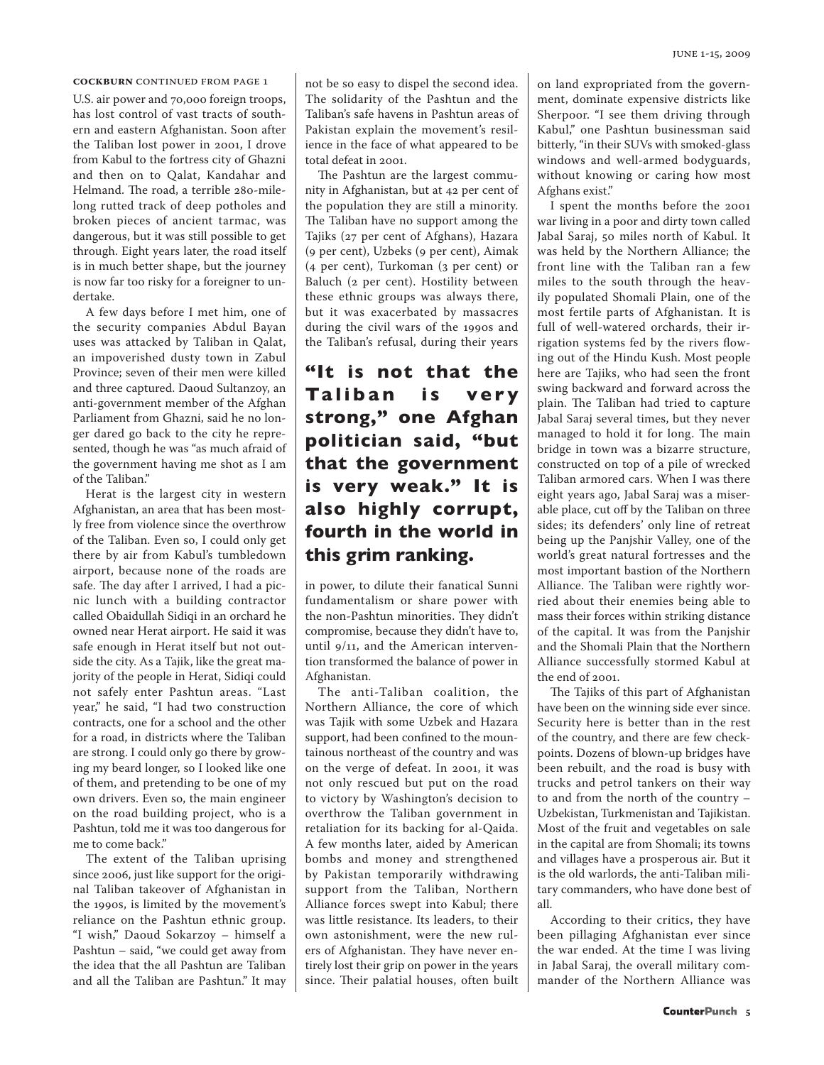**COCKBURN** CONTINUED FROM PAGE 1

U.S. air power and 70,000 foreign troops, has lost control of vast tracts of southern and eastern Afghanistan. Soon after the Taliban lost power in 2001, I drove from Kabul to the fortress city of Ghazni and then on to Qalat, Kandahar and Helmand. The road, a terrible 280-mile-long rutted track of deep potholes and broken pieces of ancient tarmac, was dangerous, but it was still possible to get through. Eight years later, the road itself is in much better shape, but the journey is now far too risky for a foreigner to undertake.

A few days before I met him, one of the security companies Abdul Bayan uses was attacked by Taliban in Qalat, an impoverished dusty town in Zabul Province; seven of their men were killed and three captured. Daoud Sultanzoy, an anti-government member of the Afghan Parliament from Ghazni, said he no longer dared go back to the city he represented, though he was "as much afraid of the government having me shot as I am of the Taliban."

Herat is the largest city in western Afghanistan, an area that has been mostly free from violence since the overthrow of the Taliban. Even so, I could only get there by air from Kabul's tumbledown airport, because none of the roads are safe. The day after I arrived, I had a picnic lunch with a building contractor called Obaidullah Sidiqi in an orchard he owned near Herat airport. He said it was safe enough in Herat itself but not outside the city. As a Tajik, like the great majority of the people in Herat, Sidiqi could not safely enter Pashtun areas. "Last year," he said, "I had two construction contracts, one for a school and the other for a road, in districts where the Taliban are strong. I could only go there by growing my beard longer, so I looked like one of them, and pretending to be one of my own drivers. Even so, the main engineer on the road building project, who is a Pashtun, told me it was too dangerous for me to come back."

The extent of the Taliban uprising since 2006, just like support for the original Taliban takeover of Afghanistan in the 1990s, is limited by the movement's reliance on the Pashtun ethnic group. "I wish," Daoud Sokarzoy – himself a Pashtun – said, "we could get away from the idea that the all Pashtun are Taliban and all the Taliban are Pashtun." It may not be so easy to dispel the second idea. The solidarity of the Pashtun and the Taliban's safe havens in Pashtun areas of Pakistan explain the movement's resilience in the face of what appeared to be total defeat in 2001.

The Pashtun are the largest community in Afghanistan, but at 42 per cent of the population they are still a minority. The Taliban have no support among the Tajiks (27 per cent of Afghans), Hazara (9 per cent), Uzbeks (9 per cent), Aimak (4 per cent), Turkoman (3 per cent) or Baluch (2 per cent). Hostility between these ethnic groups was always there, but it was exacerbated by massacres during the civil wars of the 1990s and the Taliban's refusal, during their years in power, to dilute their fanatical Sunni fundamentalism or share power with the non-Pashtun minorities. They didn't compromise, because they didn't have to, until 9/11, and the American intervention transformed the balance of power in Afghanistan.

**"It is not that the Taliban is very strong," one Afghan politician said, "but that the government is very weak." It is also highly corrupt, fourth in the world in this grim ranking.**

The anti-Taliban coalition, the Northern Alliance, the core of which was Tajik with some Uzbek and Hazara support, had been confined to the mountainous northeast of the country and was on the verge of defeat. In 2001, it was not only rescued but put on the road to victory by Washington's decision to overthrow the Taliban government in retaliation for its backing for al-Qaida. A few months later, aided by American bombs and money and strengthened by Pakistan temporarily withdrawing support from the Taliban, Northern Alliance forces swept into Kabul; there was little resistance. Its leaders, to their own astonishment, were the new rulers of Afghanistan. They have never entirely lost their grip on power in the years since. Their palatial houses, often built on land expropriated from the government, dominate expensive districts like Sherpoor. "I see them driving through Kabul," one Pashtun businessman said bitterly, "in their SUVs with smoked-glass windows and well-armed bodyguards, without knowing or caring how most Afghans exist."

I spent the months before the 2001 war living in a poor and dirty town called Jabal Saraj, 50 miles north of Kabul. It was held by the Northern Alliance; the front line with the Taliban ran a few miles to the south through the heavily populated Shomali Plain, one of the most fertile parts of Afghanistan. It is full of well-watered orchards, their irrigation systems fed by the rivers flowing out of the Hindu Kush. Most people here are Tajiks, who had seen the front swing backward and forward across the plain. The Taliban had tried to capture Jabal Saraj several times, but they never managed to hold it for long. The main bridge in town was a bizarre structure, constructed on top of a pile of wrecked Taliban armored cars. When I was there eight years ago, Jabal Saraj was a miserable place, cut off by the Taliban on three sides; its defenders' only line of retreat being up the Panjshir Valley, one of the world's great natural fortresses and the most important bastion of the Northern Alliance. The Taliban were rightly worried about their enemies being able to mass their forces within striking distance of the capital. It was from the Panjshir and the Shomali Plain that the Northern Alliance successfully stormed Kabul at the end of 2001.

The Tajiks of this part of Afghanistan have been on the winning side ever since. Security here is better than in the rest of the country, and there are few checkpoints. Dozens of blown-up bridges have been rebuilt, and the road is busy with trucks and petrol tankers on their way to and from the north of the country – Uzbekistan, Turkmenistan and Tajikistan. Most of the fruit and vegetables on sale in the capital are from Shomali; its towns and villages have a prosperous air. But it is the old warlords, the anti-Taliban military commanders, who have done best of all.

According to their critics, they have been pillaging Afghanistan ever since the war ended. At the time I was living in Jabal Saraj, the overall military commander of the Northern Alliance was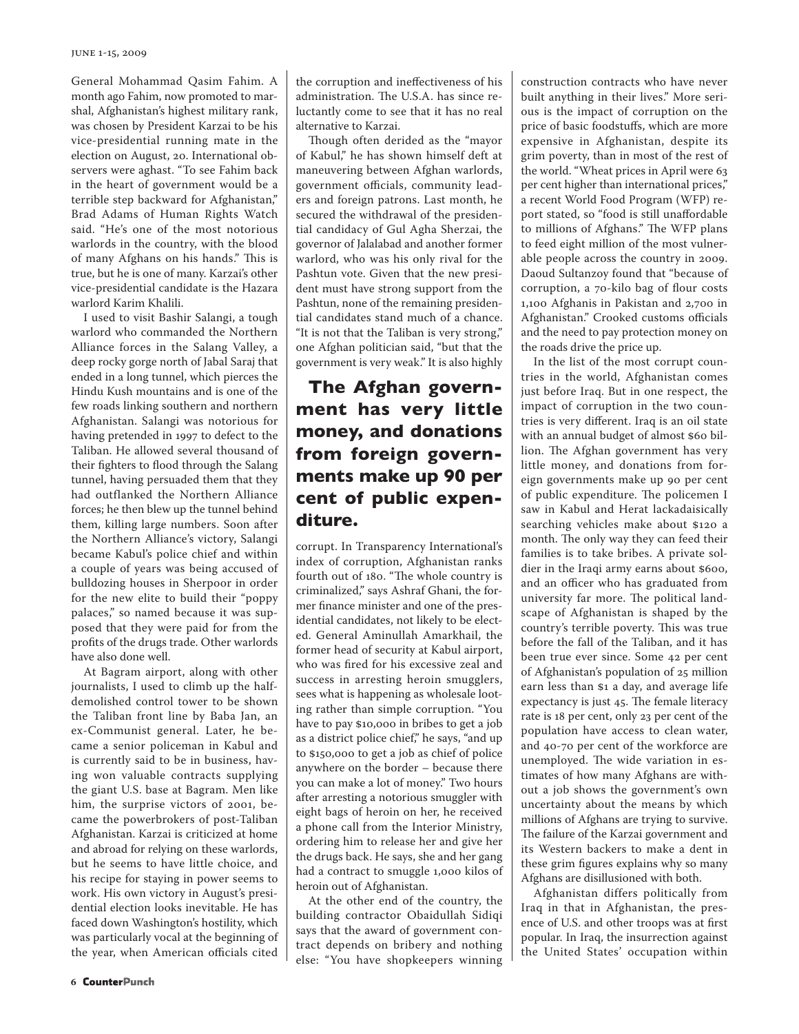General Mohammad Qasim Fahim. A month ago Fahim, now promoted to marshal, Afghanistan's highest military rank, was chosen by President Karzai to be his vice-presidential running mate in the election on August, 20. International observers were aghast. "To see Fahim back in the heart of government would be a terrible step backward for Afghanistan," Brad Adams of Human Rights Watch said. "He's one of the most notorious warlords in the country, with the blood of many Afghans on his hands." This is true, but he is one of many. Karzai's other vice-presidential candidate is the Hazara warlord Karim Khalili.

I used to visit Bashir Salangi, a tough warlord who commanded the Northern Alliance forces in the Salang Valley, a deep rocky gorge north of Jabal Saraj that ended in a long tunnel, which pierces the Hindu Kush mountains and is one of the few roads linking southern and northern Afghanistan. Salangi was notorious for having pretended in 1997 to defect to the Taliban. He allowed several thousand of their fighters to flood through the Salang tunnel, having persuaded them that they had outflanked the Northern Alliance forces; he then blew up the tunnel behind them, killing large numbers. Soon after the Northern Alliance's victory, Salangi became Kabul's police chief and within a couple of years was being accused of bulldozing houses in Sherpoor in order for the new elite to build their "poppy palaces," so named because it was supposed that they were paid for from the profits of the drugs trade. Other warlords have also done well.

At Bagram airport, along with other journalists, I used to climb up the half-demolished control tower to be shown the Taliban front line by Baba Jan, an ex-Communist general. Later, he became a senior policeman in Kabul and is currently said to be in business, having won valuable contracts supplying the giant U.S. base at Bagram. Men like him, the surprise victors of 2001, became the powerbrokers of post-Taliban Afghanistan. Karzai is criticized at home and abroad for relying on these warlords, but he seems to have little choice, and his recipe for staying in power seems to work. His own victory in August's presidential election looks inevitable. He has faced down Washington's hostility, which was particularly vocal at the beginning of the year, when American officials cited the corruption and ineffectiveness of his administration. The U.S.A. has since reluctantly come to see that it has no real alternative to Karzai.

Though often derided as the "mayor of Kabul," he has shown himself deft at maneuvering between Afghan warlords, government officials, community leaders and foreign patrons. Last month, he secured the withdrawal of the presidential candidacy of Gul Agha Sherzai, the governor of Jalalabad and another former warlord, who was his only rival for the Pashtun vote. Given that the new president must have strong support from the Pashtun, none of the remaining presidential candidates stand much of a chance. "It is not that the Taliban is very strong," one Afghan politician said, "but that the government is very weak." It is also highly corrupt. In Transparency International's index of corruption, Afghanistan ranks fourth out of 180. "The whole country is criminalized," says Ashraf Ghani, the former finance minister and one of the presidential candidates, not likely to be elected. General Aminullah Amarkhail, the former head of security at Kabul airport, who was fired for his excessive zeal and success in arresting heroin smugglers, sees what is happening as wholesale looting rather than simple corruption. "You have to pay $10,000 in bribes to get a job as a district police chief," he says, "and up to $150,000 to get a job as chief of police anywhere on the border – because there you can make a lot of money." Two hours after arresting a notorious smuggler with eight bags of heroin on her, he received a phone call from the Interior Ministry, ordering him to release her and give her the drugs back. He says, she and her gang had a contract to smuggle 1,000 kilos of heroin out of Afghanistan.

**The Afghan government has very little money, and donations from foreign governments make up 90 per cent of public expenditure.**

At the other end of the country, the building contractor Obaidullah Sidiqi says that the award of government contract depends on bribery and nothing else: "You have shopkeepers winning construction contracts who have never built anything in their lives." More serious is the impact of corruption on the price of basic foodstuffs, which are more expensive in Afghanistan, despite its grim poverty, than in most of the rest of the world. "Wheat prices in April were 63 per cent higher than international prices," a recent World Food Program (WFP) report stated, so "food is still unaffordable to millions of Afghans." The WFP plans to feed eight million of the most vulnerable people across the country in 2009. Daoud Sultanzoy found that "because of corruption, a 70-kilo bag of flour costs 1,100 Afghanis in Pakistan and 2,700 in Afghanistan." Crooked customs officials and the need to pay protection money on the roads drive the price up.

In the list of the most corrupt countries in the world, Afghanistan comes just before Iraq. But in one respect, the impact of corruption in the two countries is very different. Iraq is an oil state with an annual budget of almost $60 billion. The Afghan government has very little money, and donations from foreign governments make up 90 per cent of public expenditure. The policemen I saw in Kabul and Herat lackadaisically searching vehicles make about $120 a month. The only way they can feed their families is to take bribes. A private soldier in the Iraqi army earns about $600, and an officer who has graduated from university far more. The political landscape of Afghanistan is shaped by the country's terrible poverty. This was true before the fall of the Taliban, and it has been true ever since. Some 42 per cent of Afghanistan's population of 25 million earn less than $1 a day, and average life expectancy is just 45. The female literacy rate is 18 per cent, only 23 per cent of the population have access to clean water, and 40-70 per cent of the workforce are unemployed. The wide variation in estimates of how many Afghans are without a job shows the government's own uncertainty about the means by which millions of Afghans are trying to survive. The failure of the Karzai government and its Western backers to make a dent in these grim figures explains why so many Afghans are disillusioned with both.

Afghanistan differs politically from Iraq in that in Afghanistan, the presence of U.S. and other troops was at first popular. In Iraq, the insurrection against the United States' occupation within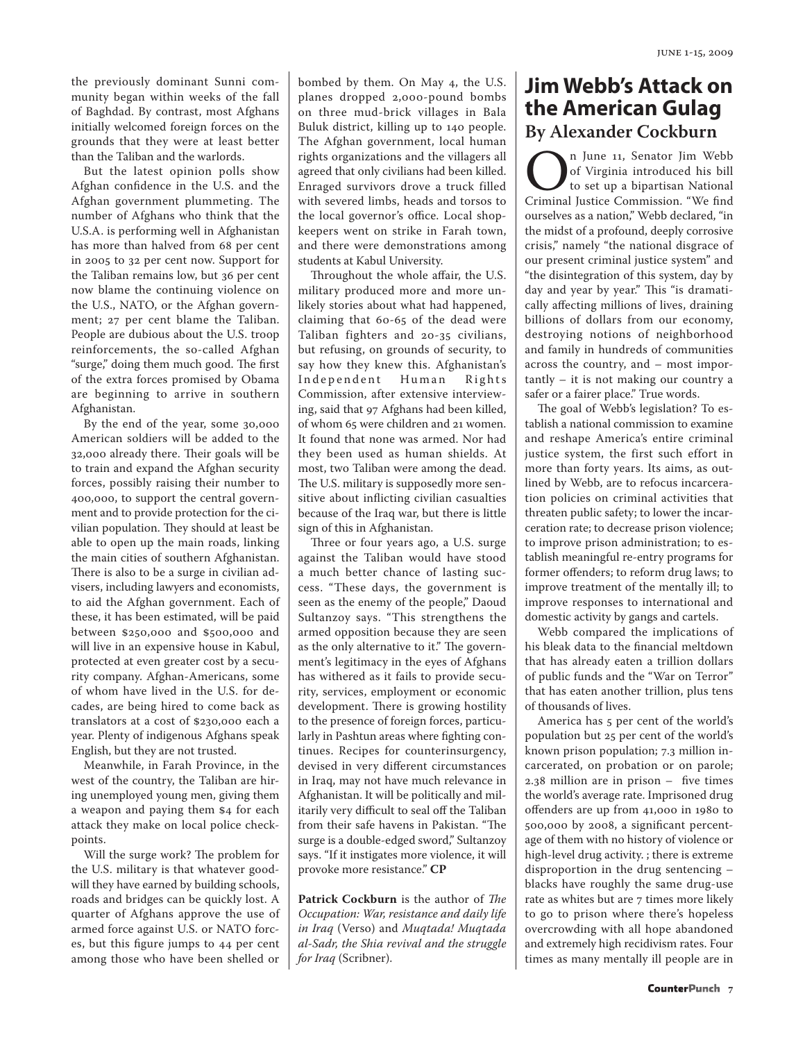the previously dominant Sunni community began within weeks of the fall of Baghdad. By contrast, most Afghans initially welcomed foreign forces on the grounds that they were at least better than the Taliban and the warlords.

But the latest opinion polls show Afghan confidence in the U.S. and the Afghan government plummeting. The number of Afghans who think that the U.S.A. is performing well in Afghanistan has more than halved from 68 per cent in 2005 to 32 per cent now. Support for the Taliban remains low, but 36 per cent now blame the continuing violence on the U.S., NATO, or the Afghan government; 27 per cent blame the Taliban. People are dubious about the U.S. troop reinforcements, the so-called Afghan "surge," doing them much good. The first of the extra forces promised by Obama are beginning to arrive in southern Afghanistan.

By the end of the year, some 30,000 American soldiers will be added to the 32,000 already there. Their goals will be to train and expand the Afghan security forces, possibly raising their number to 400,000, to support the central government and to provide protection for the civilian population. They should at least be able to open up the main roads, linking the main cities of southern Afghanistan. There is also to be a surge in civilian advisers, including lawyers and economists, to aid the Afghan government. Each of these, it has been estimated, will be paid between $250,000 and $500,000 and will live in an expensive house in Kabul, protected at even greater cost by a security company. Afghan-Americans, some of whom have lived in the U.S. for decades, are being hired to come back as translators at a cost of $230,000 each a year. Plenty of indigenous Afghans speak English, but they are not trusted.

Meanwhile, in Farah Province, in the west of the country, the Taliban are hiring unemployed young men, giving them a weapon and paying them $4 for each attack they make on local police checkpoints.

Will the surge work? The problem for the U.S. military is that whatever goodwill they have earned by building schools, roads and bridges can be quickly lost. A quarter of Afghans approve the use of armed force against U.S. or NATO forces, but this figure jumps to 44 per cent among those who have been shelled or bombed by them. On May 4, the U.S. planes dropped 2,000-pound bombs on three mud-brick villages in Bala Buluk district, killing up to 140 people. The Afghan government, local human rights organizations and the villagers all agreed that only civilians had been killed. Enraged survivors drove a truck filled with severed limbs, heads and torsos to the local governor's office. Local shopkeepers went on strike in Farah town, and there were demonstrations among students at Kabul University.

Throughout the whole affair, the U.S. military produced more and more unlikely stories about what had happened, claiming that 60-65 of the dead were Taliban fighters and 20-35 civilians, but refusing, on grounds of security, to say how they knew this. Afghanistan's Independent Human Rights Commission, after extensive interviewing, said that 97 Afghans had been killed, of whom 65 were children and 21 women. It found that none was armed. Nor had they been used as human shields. At most, two Taliban were among the dead. The U.S. military is supposedly more sensitive about inflicting civilian casualties because of the Iraq war, but there is little sign of this in Afghanistan.

Three or four years ago, a U.S. surge against the Taliban would have stood a much better chance of lasting success. "These days, the government is seen as the enemy of the people," Daoud Sultanzoy says. "This strengthens the armed opposition because they are seen as the only alternative to it." The government's legitimacy in the eyes of Afghans has withered as it fails to provide security, services, employment or economic development. There is growing hostility to the presence of foreign forces, particularly in Pashtun areas where fighting continues. Recipes for counterinsurgency, devised in very different circumstances in Iraq, may not have much relevance in Afghanistan. It will be politically and militarily very difficult to seal off the Taliban from their safe havens in Pakistan. "The surge is a double-edged sword," Sultanzoy says. "If it instigates more violence, it will provoke more resistance." **CP**

**Patrick Cockburn** is the author of *The Occupation: War, resistance and daily life in Iraq* (Verso) and *Muqtada! Muqtada al-Sadr, the Shia revival and the struggle for Iraq* (Scribner).

# Jim Webb's Attack on the American Gulag

## By Alexander Cockburn

On June 11, Senator Jim Webb of Virginia introduced his bill to set up a bipartisan National Criminal Justice Commission. "We find ourselves as a nation," Webb declared, "in the midst of a profound, deeply corrosive crisis," namely "the national disgrace of our present criminal justice system" and "the disintegration of this system, day by day and year by year." This "is dramatically affecting millions of lives, draining billions of dollars from our economy, destroying notions of neighborhood and family in hundreds of communities across the country, and – most importantly – it is not making our country a safer or a fairer place." True words.

The goal of Webb's legislation? To establish a national commission to examine and reshape America's entire criminal justice system, the first such effort in more than forty years. Its aims, as outlined by Webb, are to refocus incarceration policies on criminal activities that threaten public safety; to lower the incarceration rate; to decrease prison violence; to improve prison administration; to establish meaningful re-entry programs for former offenders; to reform drug laws; to improve treatment of the mentally ill; to improve responses to international and domestic activity by gangs and cartels.

Webb compared the implications of his bleak data to the financial meltdown that has already eaten a trillion dollars of public funds and the "War on Terror" that has eaten another trillion, plus tens of thousands of lives.

America has 5 per cent of the world's population but 25 per cent of the world's known prison population; 7.3 million incarcerated, on probation or on parole; 2.38 million are in prison – five times the world's average rate. Imprisoned drug offenders are up from 41,000 in 1980 to 500,000 by 2008, a significant percentage of them with no history of violence or high-level drug activity. ; there is extreme disproportion in the drug sentencing – blacks have roughly the same drug-use rate as whites but are 7 times more likely to go to prison where there's hopeless overcrowding with all hope abandoned and extremely high recidivism rates. Four times as many mentally ill people are in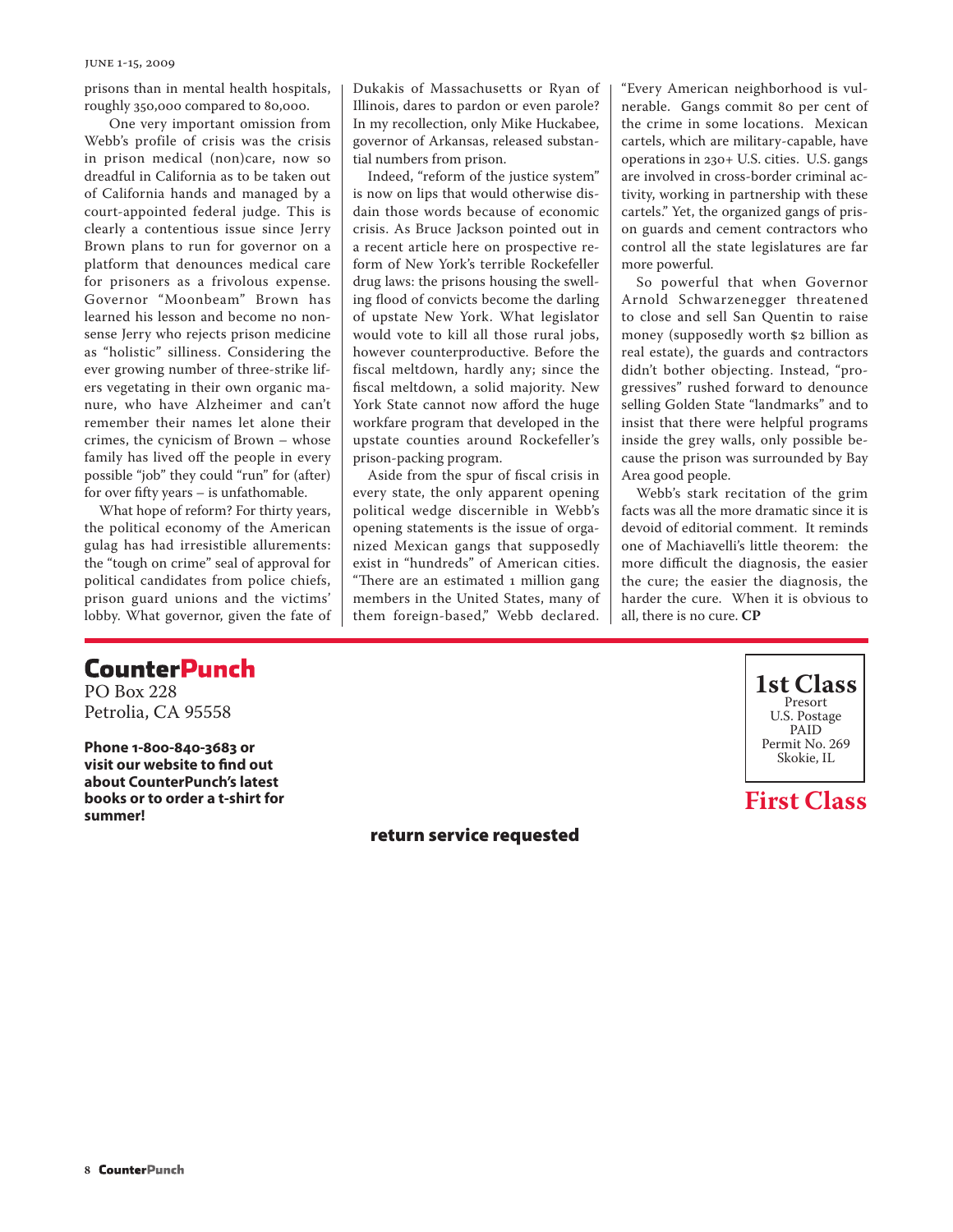prisons than in mental health hospitals, roughly 350,000 compared to 80,000.

One very important omission from Webb's profile of crisis was the crisis in prison medical (non)care, now so dreadful in California as to be taken out of California hands and managed by a court-appointed federal judge. This is clearly a contentious issue since Jerry Brown plans to run for governor on a platform that denounces medical care for prisoners as a frivolous expense. Governor "Moonbeam" Brown has learned his lesson and become no nonsense Jerry who rejects prison medicine as "holistic" silliness. Considering the ever growing number of three-strike lifers vegetating in their own organic manure, who have Alzheimer and can't remember their names let alone their crimes, the cynicism of Brown – whose family has lived off the people in every possible "job" they could "run" for (after) for over fifty years – is unfathomable.

What hope of reform? For thirty years, the political economy of the American gulag has had irresistible allurements: the "tough on crime" seal of approval for political candidates from police chiefs, prison guard unions and the victims' lobby. What governor, given the fate of Dukakis of Massachusetts or Ryan of Illinois, dares to pardon or even parole? In my recollection, only Mike Huckabee, governor of Arkansas, released substantial numbers from prison.

Indeed, "reform of the justice system" is now on lips that would otherwise disdain those words because of economic crisis. As Bruce Jackson pointed out in a recent article here on prospective reform of New York's terrible Rockefeller drug laws: the prisons housing the swelling flood of convicts become the darling of upstate New York. What legislator would vote to kill all those rural jobs, however counterproductive. Before the fiscal meltdown, hardly any; since the fiscal meltdown, a solid majority. New York State cannot now afford the huge workfare program that developed in the upstate counties around Rockefeller's prison-packing program.

Aside from the spur of fiscal crisis in every state, the only apparent opening political wedge discernible in Webb's opening statements is the issue of organized Mexican gangs that supposedly exist in "hundreds" of American cities. "There are an estimated 1 million gang members in the United States, many of them foreign-based," Webb declared. "Every American neighborhood is vulnerable. Gangs commit 80 per cent of the crime in some locations. Mexican cartels, which are military-capable, have operations in 230+ U.S. cities. U.S. gangs are involved in cross-border criminal activity, working in partnership with these cartels." Yet, the organized gangs of prison guards and cement contractors who control all the state legislatures are far more powerful.

So powerful that when Governor Arnold Schwarzenegger threatened to close and sell San Quentin to raise money (supposedly worth $2 billion as real estate), the guards and contractors didn't bother objecting. Instead, "progressives" rushed forward to denounce selling Golden State "landmarks" and to insist that there were helpful programs inside the grey walls, only possible because the prison was surrounded by Bay Area good people.

Webb's stark recitation of the grim facts was all the more dramatic since it is devoid of editorial comment. It reminds one of Machiavelli's little theorem: the more difficult the diagnosis, the easier the cure; the easier the diagnosis, the harder the cure. When it is obvious to all, there is no cure. **CP**

---

## CounterPunch

PO Box 228
Petrolia, CA 95558

**Phone 1-800-840-3683 or visit our website to find out about CounterPunch's latest books or to order a t-shirt for summer!**

**1st Class**
Presort
U.S. Postage
PAID
Permit No. 269
Skokie, IL

**First Class**

**return service requested**